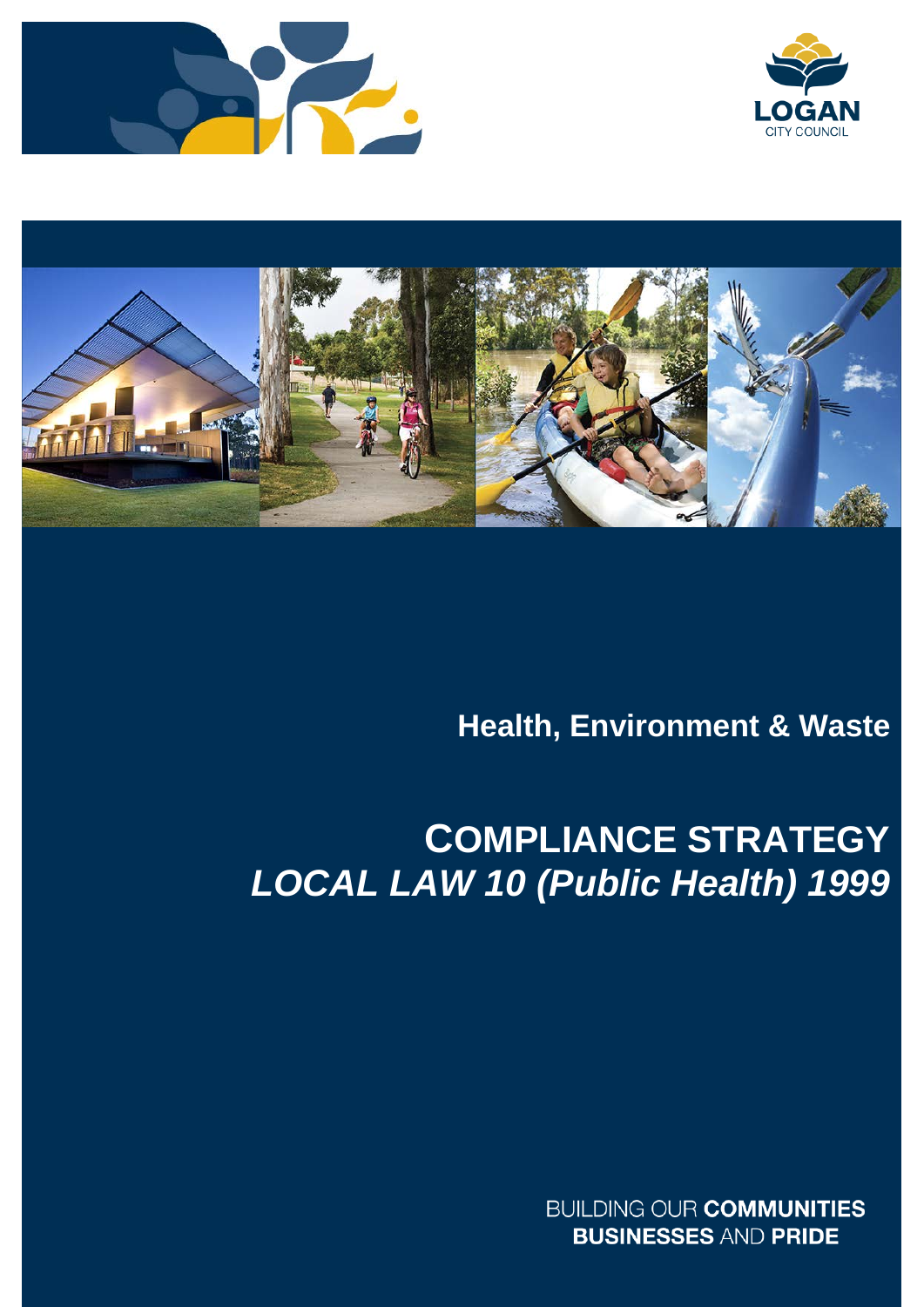LOGAN
CITY COUNCIL

## Health, Environment & Waste

# COMPLIANCE STRATEGY
# *LOCAL LAW 10 (Public Health) 1999*

BUILDING OUR **COMMUNITIES**
**BUSINESSES** AND **PRIDE**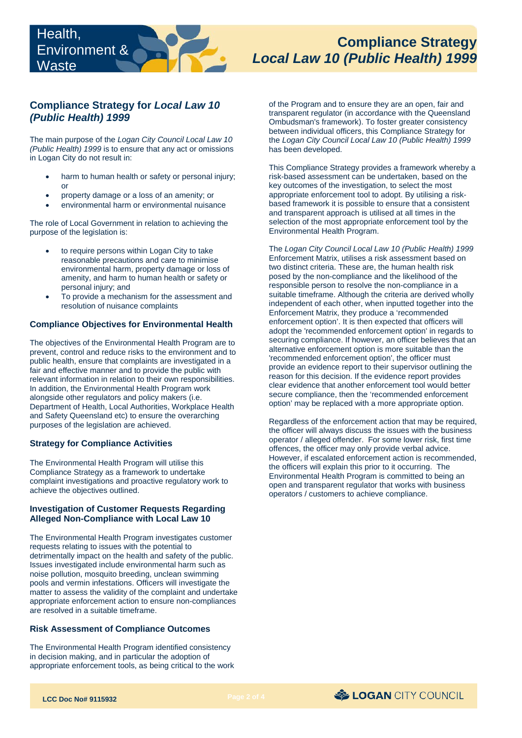## Compliance Strategy for *Local Law 10 (Public Health) 1999*

The main purpose of the *Logan City Council Local Law 10 (Public Health) 1999* is to ensure that any act or omissions in Logan City do not result in:

- harm to human health or safety or personal injury; or
- property damage or a loss of an amenity; or
- environmental harm or environmental nuisance

The role of Local Government in relation to achieving the purpose of the legislation is:

- to require persons within Logan City to take reasonable precautions and care to minimise environmental harm, property damage or loss of amenity, and harm to human health or safety or personal injury; and
- To provide a mechanism for the assessment and resolution of nuisance complaints

### Compliance Objectives for Environmental Health

The objectives of the Environmental Health Program are to prevent, control and reduce risks to the environment and to public health, ensure that complaints are investigated in a fair and effective manner and to provide the public with relevant information in relation to their own responsibilities. In addition, the Environmental Health Program work alongside other regulators and policy makers (i.e. Department of Health, Local Authorities, Workplace Health and Safety Queensland etc) to ensure the overarching purposes of the legislation are achieved.

### Strategy for Compliance Activities

The Environmental Health Program will utilise this Compliance Strategy as a framework to undertake complaint investigations and proactive regulatory work to achieve the objectives outlined.

### Investigation of Customer Requests Regarding Alleged Non-Compliance with Local Law 10

The Environmental Health Program investigates customer requests relating to issues with the potential to detrimentally impact on the health and safety of the public. Issues investigated include environmental harm such as noise pollution, mosquito breeding, unclean swimming pools and vermin infestations. Officers will investigate the matter to assess the validity of the complaint and undertake appropriate enforcement action to ensure non-compliances are resolved in a suitable timeframe.

### Risk Assessment of Compliance Outcomes

The Environmental Health Program identified consistency in decision making, and in particular the adoption of appropriate enforcement tools, as being critical to the work of the Program and to ensure they are an open, fair and transparent regulator (in accordance with the Queensland Ombudsman's framework). To foster greater consistency between individual officers, this Compliance Strategy for the *Logan City Council Local Law 10 (Public Health) 1999* has been developed.

This Compliance Strategy provides a framework whereby a risk-based assessment can be undertaken, based on the key outcomes of the investigation, to select the most appropriate enforcement tool to adopt. By utilising a risk-based framework it is possible to ensure that a consistent and transparent approach is utilised at all times in the selection of the most appropriate enforcement tool by the Environmental Health Program.

The *Logan City Council Local Law 10 (Public Health) 1999* Enforcement Matrix, utilises a risk assessment based on two distinct criteria. These are, the human health risk posed by the non-compliance and the likelihood of the responsible person to resolve the non-compliance in a suitable timeframe. Although the criteria are derived wholly independent of each other, when inputted together into the Enforcement Matrix, they produce a 'recommended enforcement option'. It is then expected that officers will adopt the 'recommended enforcement option' in regards to securing compliance. If however, an officer believes that an alternative enforcement option is more suitable than the 'recommended enforcement option', the officer must provide an evidence report to their supervisor outlining the reason for this decision. If the evidence report provides clear evidence that another enforcement tool would better secure compliance, then the 'recommended enforcement option' may be replaced with a more appropriate option.

Regardless of the enforcement action that may be required, the officer will always discuss the issues with the business operator / alleged offender. For some lower risk, first time offences, the officer may only provide verbal advice. However, if escalated enforcement action is recommended, the officers will explain this prior to it occurring. The Environmental Health Program is committed to being an open and transparent regulator that works with business operators / customers to achieve compliance.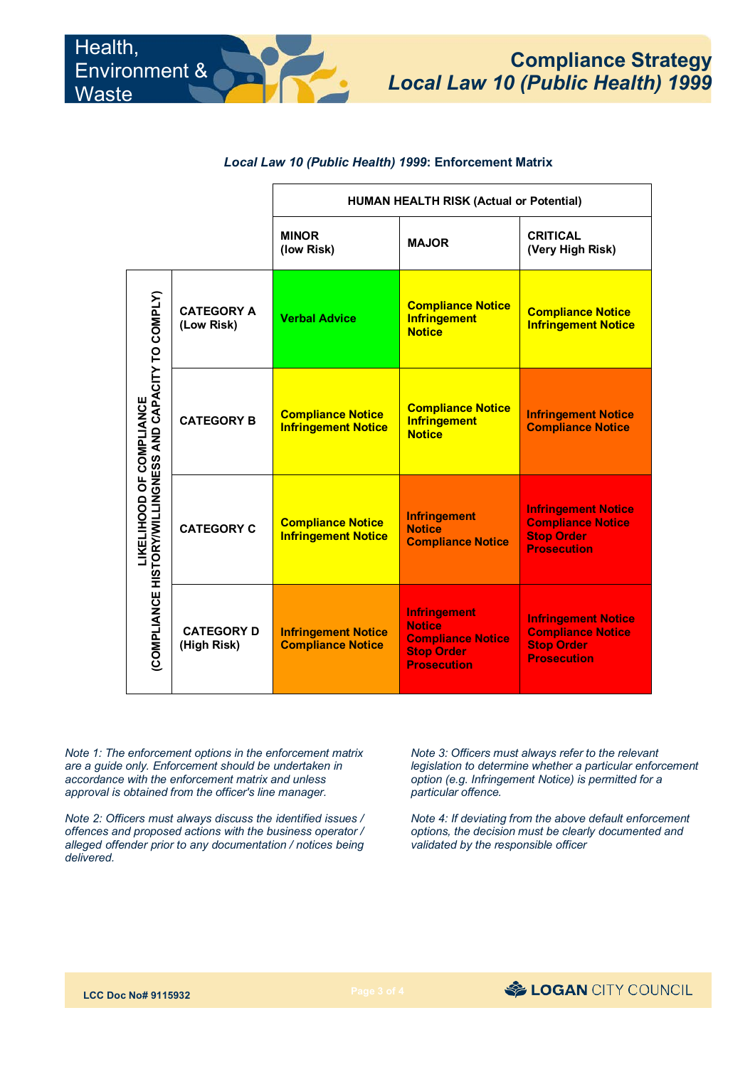## *Local Law 10 (Public Health) 1999*: Enforcement Matrix

| LIKELIHOOD OF COMPLIANCE (COMPLIANCE HISTORY/WILLINGNESS AND CAPACITY TO COMPLY) | | HUMAN HEALTH RISK (Actual or Potential) | | |
|---|---|---|---|---|
| | | **MINOR (low Risk)** | **MAJOR** | **CRITICAL (Very High Risk)** |
| | **CATEGORY A (Low Risk)** | Verbal Advice | Compliance Notice<br>Infringement Notice | Compliance Notice<br>Infringement Notice |
| | **CATEGORY B** | Compliance Notice<br>Infringement Notice | Compliance Notice<br>Infringement Notice | Infringement Notice<br>Compliance Notice |
| | **CATEGORY C** | Compliance Notice<br>Infringement Notice | Infringement Notice<br>Compliance Notice | Infringement Notice<br>Compliance Notice<br>Stop Order<br>Prosecution |
| | **CATEGORY D (High Risk)** | Infringement Notice<br>Compliance Notice | Infringement Notice<br>Compliance Notice<br>Stop Order<br>Prosecution | Infringement Notice<br>Compliance Notice<br>Stop Order<br>Prosecution |

*Note 1: The enforcement options in the enforcement matrix are a guide only. Enforcement should be undertaken in accordance with the enforcement matrix and unless approval is obtained from the officer's line manager.*

*Note 2: Officers must always discuss the identified issues / offences and proposed actions with the business operator / alleged offender prior to any documentation / notices being delivered.*

*Note 3: Officers must always refer to the relevant legislation to determine whether a particular enforcement option (e.g. Infringement Notice) is permitted for a particular offence.*

*Note 4: If deviating from the above default enforcement options, the decision must be clearly documented and validated by the responsible officer*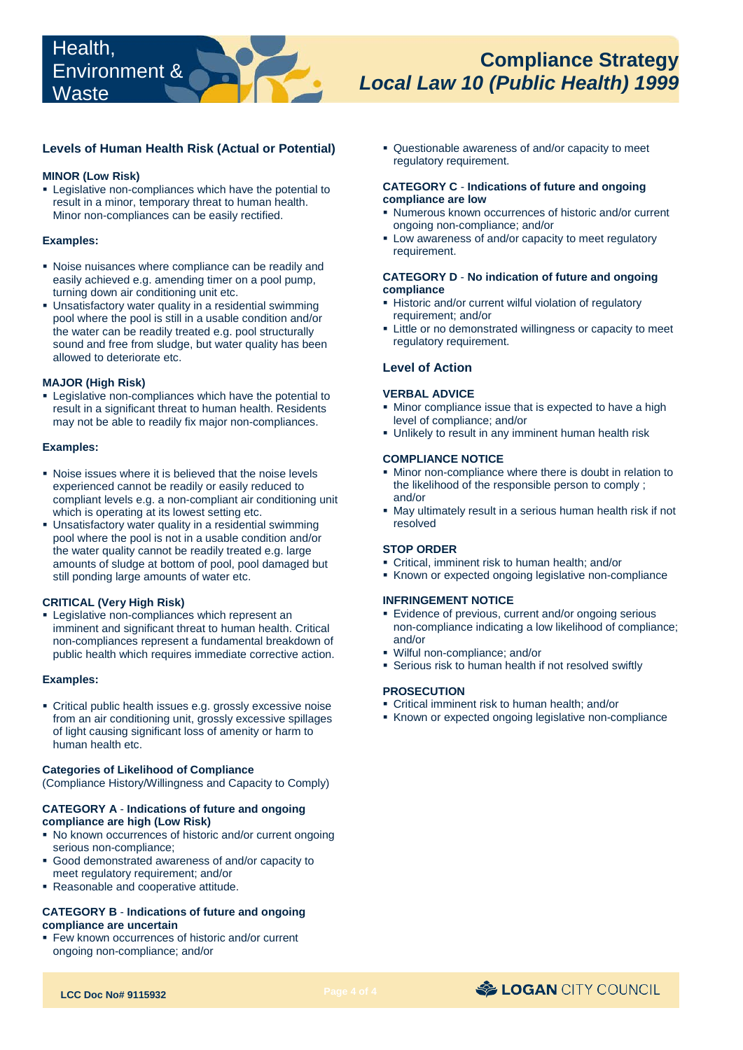## Levels of Human Health Risk (Actual or Potential)

### MINOR (Low Risk)

- Legislative non-compliances which have the potential to result in a minor, temporary threat to human health. Minor non-compliances can be easily rectified.

**Examples:**

- Noise nuisances where compliance can be readily and easily achieved e.g. amending timer on a pool pump, turning down air conditioning unit etc.
- Unsatisfactory water quality in a residential swimming pool where the pool is still in a usable condition and/or the water can be readily treated e.g. pool structurally sound and free from sludge, but water quality has been allowed to deteriorate etc.

### MAJOR (High Risk)

- Legislative non-compliances which have the potential to result in a significant threat to human health. Residents may not be able to readily fix major non-compliances.

**Examples:**

- Noise issues where it is believed that the noise levels experienced cannot be readily or easily reduced to compliant levels e.g. a non-compliant air conditioning unit which is operating at its lowest setting etc.
- Unsatisfactory water quality in a residential swimming pool where the pool is not in a usable condition and/or the water quality cannot be readily treated e.g. large amounts of sludge at bottom of pool, pool damaged but still ponding large amounts of water etc.

### CRITICAL (Very High Risk)

- Legislative non-compliances which represent an imminent and significant threat to human health. Critical non-compliances represent a fundamental breakdown of public health which requires immediate corrective action.

**Examples:**

- Critical public health issues e.g. grossly excessive noise from an air conditioning unit, grossly excessive spillages of light causing significant loss of amenity or harm to human health etc.

## Categories of Likelihood of Compliance

(Compliance History/Willingness and Capacity to Comply)

### CATEGORY A - Indications of future and ongoing compliance are high (Low Risk)

- No known occurrences of historic and/or current ongoing serious non-compliance;
- Good demonstrated awareness of and/or capacity to meet regulatory requirement; and/or
- Reasonable and cooperative attitude.

### CATEGORY B - Indications of future and ongoing compliance are uncertain

- Few known occurrences of historic and/or current ongoing non-compliance; and/or
- Questionable awareness of and/or capacity to meet regulatory requirement.

### CATEGORY C - Indications of future and ongoing compliance are low

- Numerous known occurrences of historic and/or current ongoing non-compliance; and/or
- Low awareness of and/or capacity to meet regulatory requirement.

### CATEGORY D - No indication of future and ongoing compliance

- Historic and/or current wilful violation of regulatory requirement; and/or
- Little or no demonstrated willingness or capacity to meet regulatory requirement.

## Level of Action

### VERBAL ADVICE

- Minor compliance issue that is expected to have a high level of compliance; and/or
- Unlikely to result in any imminent human health risk

### COMPLIANCE NOTICE

- Minor non-compliance where there is doubt in relation to the likelihood of the responsible person to comply ; and/or
- May ultimately result in a serious human health risk if not resolved

### STOP ORDER

- Critical, imminent risk to human health; and/or
- Known or expected ongoing legislative non-compliance

### INFRINGEMENT NOTICE

- Evidence of previous, current and/or ongoing serious non-compliance indicating a low likelihood of compliance; and/or
- Wilful non-compliance; and/or
- Serious risk to human health if not resolved swiftly

### PROSECUTION

- Critical imminent risk to human health; and/or
- Known or expected ongoing legislative non-compliance